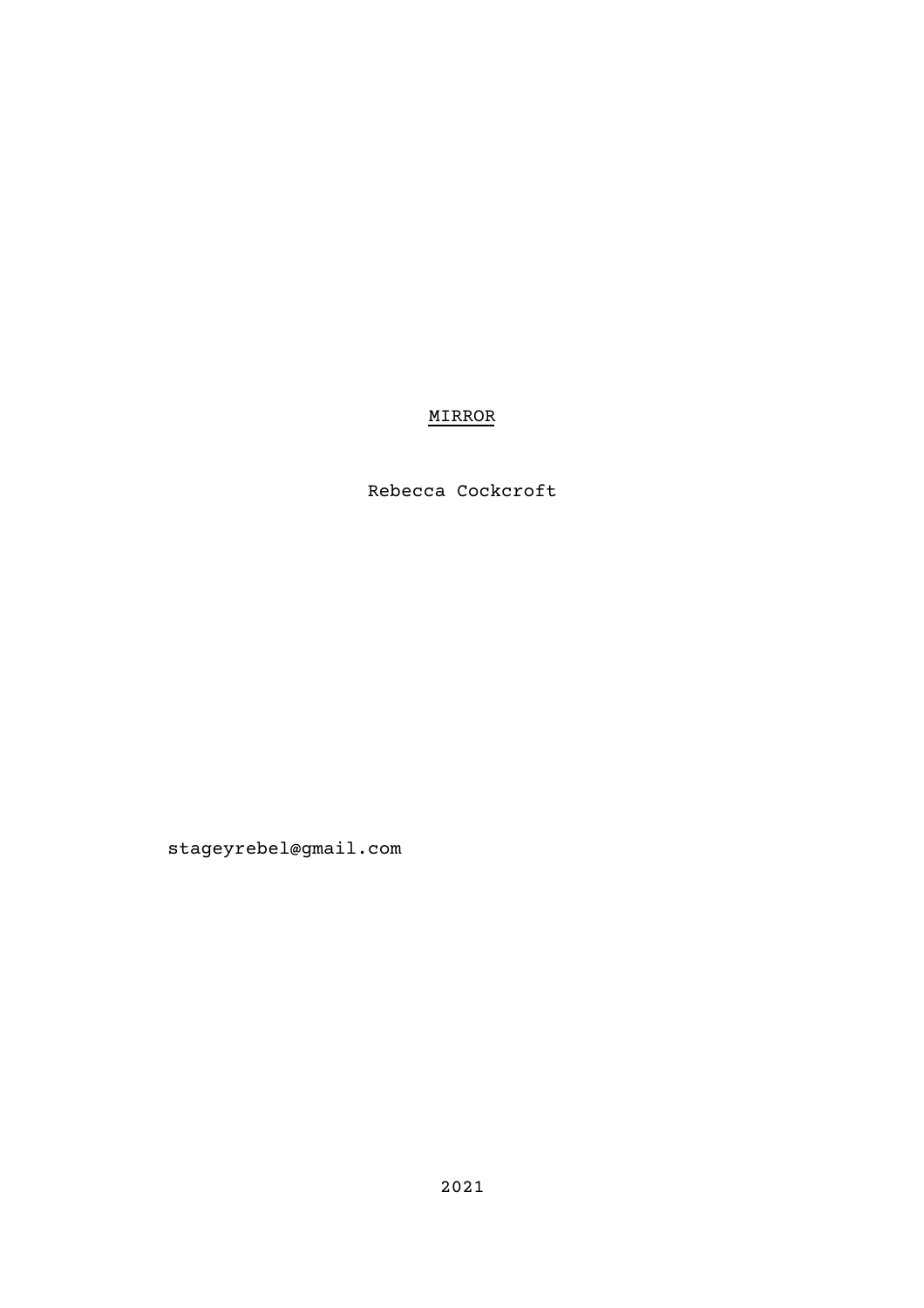# MIRROR

Rebecca Cockcroft

stageyrebel@gmail.com

2021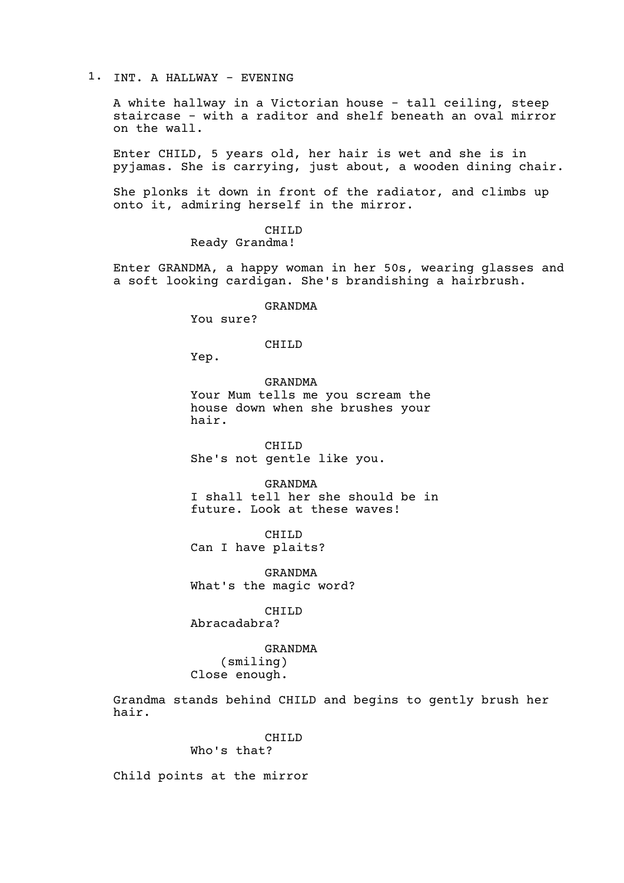1. INT. A HALLWAY - EVENING

A white hallway in a Victorian house - tall ceiling, steep staircase - with a raditor and shelf beneath an oval mirror on the wall.

Enter CHILD, 5 years old, her hair is wet and she is in pyjamas. She is carrying, just about, a wooden dining chair.

She plonks it down in front of the radiator, and climbs up onto it, admiring herself in the mirror.

CHILD
Ready Grandma!

Enter GRANDMA, a happy woman in her 50s, wearing glasses and a soft looking cardigan. She's brandishing a hairbrush.

GRANDMA
You sure?

CHILD
Yep.

GRANDMA
Your Mum tells me you scream the house down when she brushes your hair.

CHILD
She's not gentle like you.

GRANDMA
I shall tell her she should be in future. Look at these waves!

CHILD
Can I have plaits?

GRANDMA
What's the magic word?

CHILD
Abracadabra?

GRANDMA
(smiling)
Close enough.

Grandma stands behind CHILD and begins to gently brush her hair.

CHILD
Who's that?

Child points at the mirror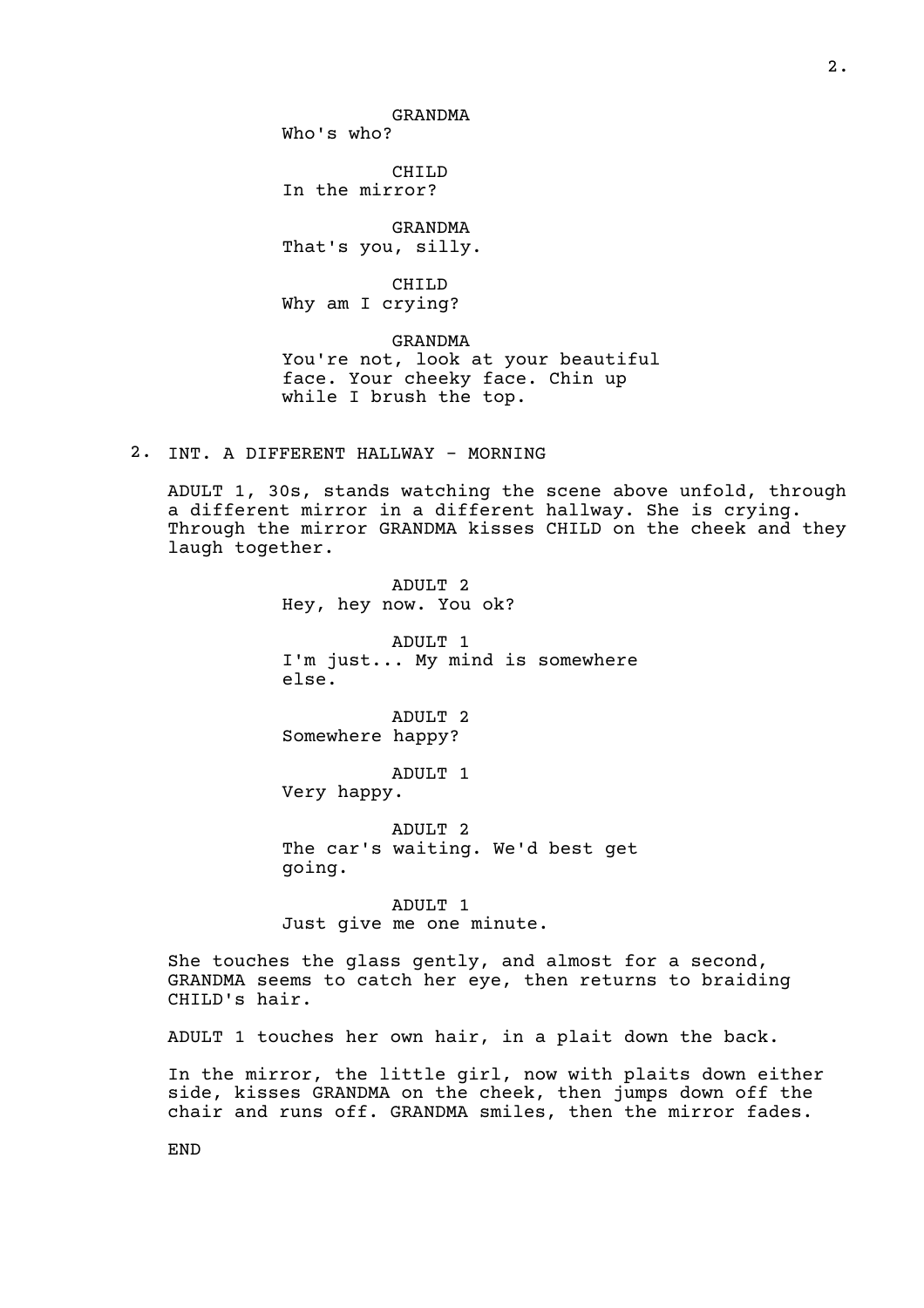GRANDMA
Who's who?

CHILD
In the mirror?

GRANDMA
That's you, silly.

CHILD
Why am I crying?

GRANDMA
You're not, look at your beautiful face. Your cheeky face. Chin up while I brush the top.

2. INT. A DIFFERENT HALLWAY - MORNING

ADULT 1, 30s, stands watching the scene above unfold, through a different mirror in a different hallway. She is crying. Through the mirror GRANDMA kisses CHILD on the cheek and they laugh together.

ADULT 2
Hey, hey now. You ok?

ADULT 1
I'm just... My mind is somewhere else.

ADULT 2
Somewhere happy?

ADULT 1
Very happy.

ADULT 2
The car's waiting. We'd best get going.

ADULT 1
Just give me one minute.

She touches the glass gently, and almost for a second, GRANDMA seems to catch her eye, then returns to braiding CHILD's hair.

ADULT 1 touches her own hair, in a plait down the back.

In the mirror, the little girl, now with plaits down either side, kisses GRANDMA on the cheek, then jumps down off the chair and runs off. GRANDMA smiles, then the mirror fades.

END